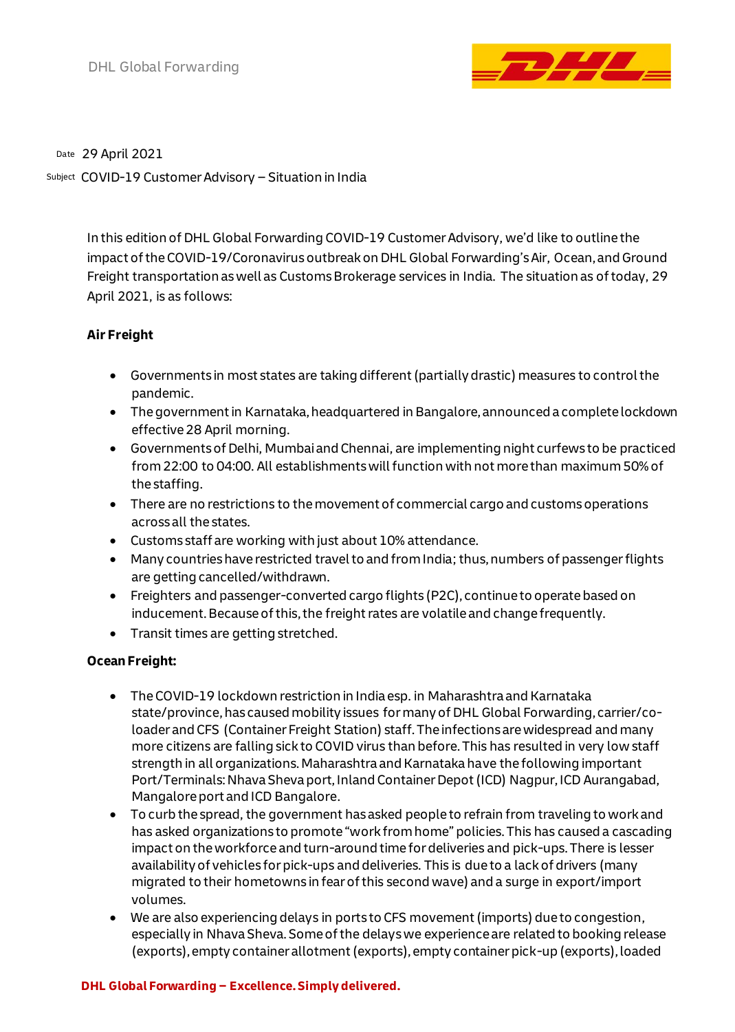DHL Global Forwarding

Date 29 April 2021

Subject COVID-19 Customer Advisory – Situation in India

In this edition of DHL Global Forwarding COVID-19 Customer Advisory, we'd like to outline the impact of the COVID-19/Coronavirus outbreak on DHL Global Forwarding's Air, Ocean, and Ground Freight transportation as well as Customs Brokerage services in India. The situation as of today, 29 April 2021, is as follows:

**Air Freight**

- Governments in most states are taking different (partially drastic) measures to control the pandemic.
- The government in Karnataka, headquartered in Bangalore, announced a complete lockdown effective 28 April morning.
- Governments of Delhi, Mumbai and Chennai, are implementing night curfews to be practiced from 22:00 to 04:00. All establishments will function with not more than maximum 50% of the staffing.
- There are no restrictions to the movement of commercial cargo and customs operations across all the states.
- Customs staff are working with just about 10% attendance.
- Many countries have restricted travel to and from India; thus, numbers of passenger flights are getting cancelled/withdrawn.
- Freighters and passenger-converted cargo flights (P2C), continue to operate based on inducement. Because of this, the freight rates are volatile and change frequently.
- Transit times are getting stretched.

**Ocean Freight:**

- The COVID-19 lockdown restriction in India esp. in Maharashtra and Karnataka state/province, has caused mobility issues for many of DHL Global Forwarding, carrier/co-loader and CFS (Container Freight Station) staff. The infections are widespread and many more citizens are falling sick to COVID virus than before. This has resulted in very low staff strength in all organizations. Maharashtra and Karnataka have the following important Port/Terminals: Nhava Sheva port, Inland Container Depot (ICD) Nagpur, ICD Aurangabad, Mangalore port and ICD Bangalore.
- To curb the spread, the government has asked people to refrain from traveling to work and has asked organizations to promote "work from home" policies. This has caused a cascading impact on the workforce and turn-around time for deliveries and pick-ups. There is lesser availability of vehicles for pick-ups and deliveries. This is due to a lack of drivers (many migrated to their hometowns in fear of this second wave) and a surge in export/import volumes.
- We are also experiencing delays in ports to CFS movement (imports) due to congestion, especially in Nhava Sheva. Some of the delays we experience are related to booking release (exports), empty container allotment (exports), empty container pick-up (exports), loaded

**DHL Global Forwarding – Excellence. Simply delivered.**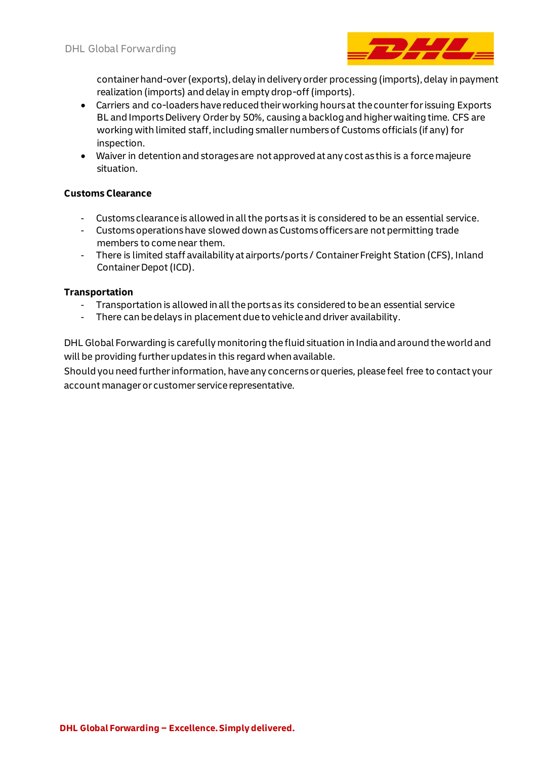container hand-over (exports), delay in delivery order processing (imports), delay in payment realization (imports) and delay in empty drop-off (imports).

- Carriers and co-loaders have reduced their working hours at the counter for issuing Exports BL and Imports Delivery Order by 50%, causing a backlog and higher waiting time. CFS are working with limited staff, including smaller numbers of Customs officials (if any) for inspection.
- Waiver in detention and storages are not approved at any cost as this is a force majeure situation.

**Customs Clearance**

- Customs clearance is allowed in all the ports as it is considered to be an essential service.
- Customs operations have slowed down as Customs officers are not permitting trade members to come near them.
- There is limited staff availability at airports/ports / Container Freight Station (CFS), Inland Container Depot (ICD).

**Transportation**

- Transportation is allowed in all the ports as its considered to be an essential service
- There can be delays in placement due to vehicle and driver availability.

DHL Global Forwarding is carefully monitoring the fluid situation in India and around the world and will be providing further updates in this regard when available.
Should you need further information, have any concerns or queries, please feel free to contact your account manager or customer service representative.

**DHL Global Forwarding – Excellence. Simply delivered.**